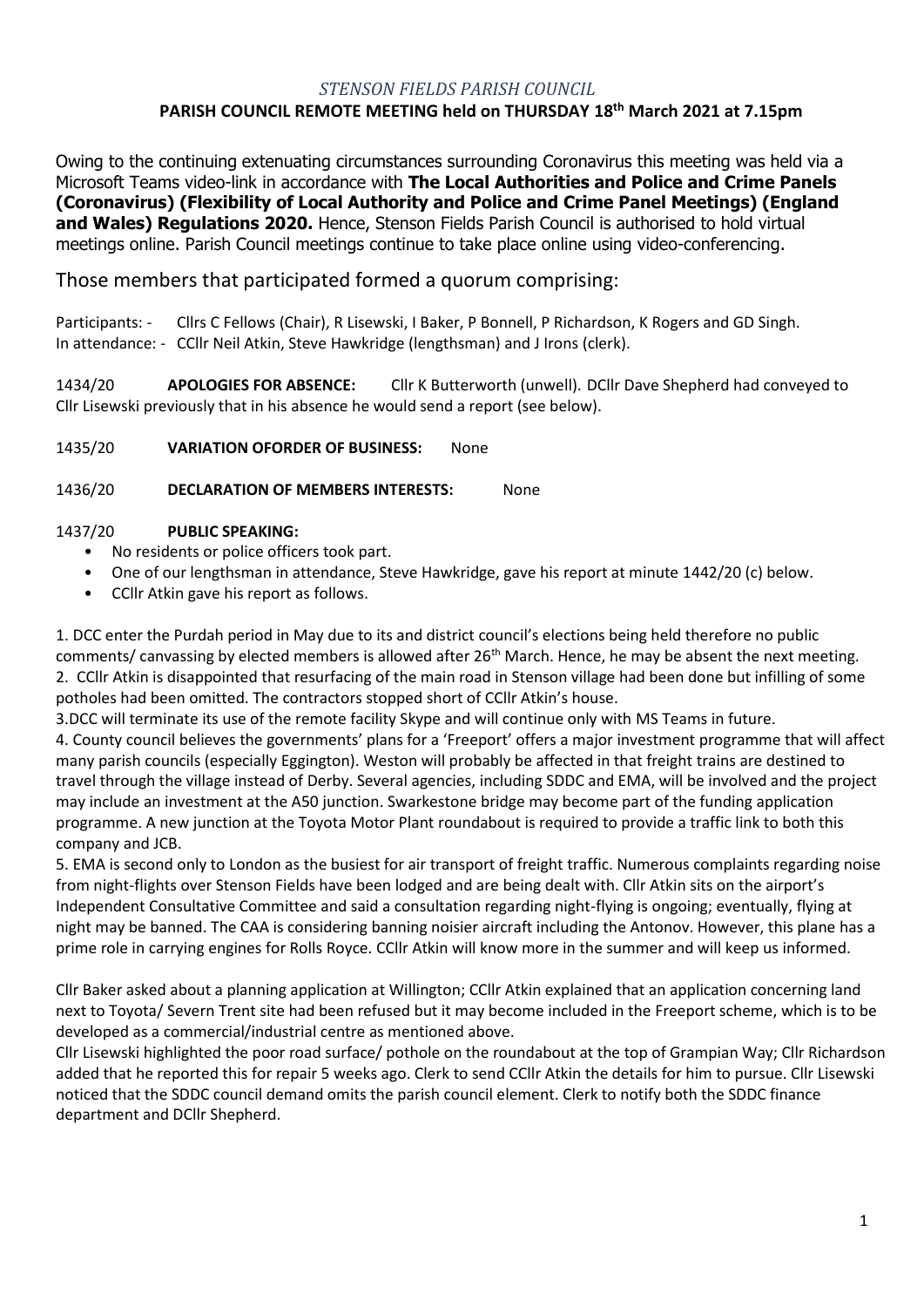*STENSON FIELDS PARISH COUNCIL*

**PARISH COUNCIL REMOTE MEETING held on THURSDAY 18th March 2021 at 7.15pm**

Owing to the continuing extenuating circumstances surrounding Coronavirus this meeting was held via a Microsoft Teams video-link in accordance with **The Local Authorities and Police and Crime Panels (Coronavirus) (Flexibility of Local Authority and Police and Crime Panel Meetings) (England and Wales) Regulations 2020.** Hence, Stenson Fields Parish Council is authorised to hold virtual meetings online. Parish Council meetings continue to take place online using video-conferencing.

Those members that participated formed a quorum comprising:

Participants: - Cllrs C Fellows (Chair), R Lisewski, I Baker, P Bonnell, P Richardson, K Rogers and GD Singh.
In attendance: - CCllr Neil Atkin, Steve Hawkridge (lengthsman) and J Irons (clerk).

1434/20 **APOLOGIES FOR ABSENCE:** Cllr K Butterworth (unwell). DCllr Dave Shepherd had conveyed to Cllr Lisewski previously that in his absence he would send a report (see below).

1435/20 **VARIATION OFORDER OF BUSINESS:** None

1436/20 **DECLARATION OF MEMBERS INTERESTS:** None

1437/20 **PUBLIC SPEAKING:**

- No residents or police officers took part.
- One of our lengthsman in attendance, Steve Hawkridge, gave his report at minute 1442/20 (c) below.
- CCllr Atkin gave his report as follows.

1. DCC enter the Purdah period in May due to its and district council's elections being held therefore no public comments/ canvassing by elected members is allowed after 26th March. Hence, he may be absent the next meeting.
2. CCllr Atkin is disappointed that resurfacing of the main road in Stenson village had been done but infilling of some potholes had been omitted. The contractors stopped short of CCllr Atkin's house.
3. DCC will terminate its use of the remote facility Skype and will continue only with MS Teams in future.
4. County council believes the governments' plans for a 'Freeport' offers a major investment programme that will affect many parish councils (especially Eggington). Weston will probably be affected in that freight trains are destined to travel through the village instead of Derby. Several agencies, including SDDC and EMA, will be involved and the project may include an investment at the A50 junction. Swarkestone bridge may become part of the funding application programme. A new junction at the Toyota Motor Plant roundabout is required to provide a traffic link to both this company and JCB.
5. EMA is second only to London as the busiest for air transport of freight traffic. Numerous complaints regarding noise from night-flights over Stenson Fields have been lodged and are being dealt with. Cllr Atkin sits on the airport's Independent Consultative Committee and said a consultation regarding night-flying is ongoing; eventually, flying at night may be banned. The CAA is considering banning noisier aircraft including the Antonov. However, this plane has a prime role in carrying engines for Rolls Royce. CCllr Atkin will know more in the summer and will keep us informed.

Cllr Baker asked about a planning application at Willington; CCllr Atkin explained that an application concerning land next to Toyota/ Severn Trent site had been refused but it may become included in the Freeport scheme, which is to be developed as a commercial/industrial centre as mentioned above.

Cllr Lisewski highlighted the poor road surface/ pothole on the roundabout at the top of Grampian Way; Cllr Richardson added that he reported this for repair 5 weeks ago. Clerk to send CCllr Atkin the details for him to pursue. Cllr Lisewski noticed that the SDDC council demand omits the parish council element. Clerk to notify both the SDDC finance department and DCllr Shepherd.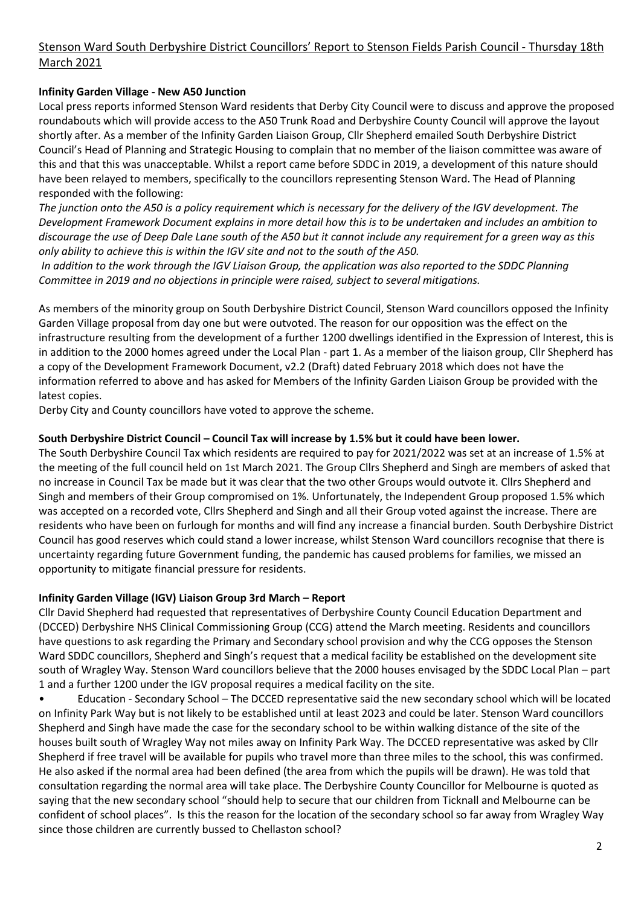Stenson Ward South Derbyshire District Councillors' Report to Stenson Fields Parish Council - Thursday 18th March 2021

**Infinity Garden Village - New A50 Junction**

Local press reports informed Stenson Ward residents that Derby City Council were to discuss and approve the proposed roundabouts which will provide access to the A50 Trunk Road and Derbyshire County Council will approve the layout shortly after. As a member of the Infinity Garden Liaison Group, Cllr Shepherd emailed South Derbyshire District Council's Head of Planning and Strategic Housing to complain that no member of the liaison committee was aware of this and that this was unacceptable. Whilst a report came before SDDC in 2019, a development of this nature should have been relayed to members, specifically to the councillors representing Stenson Ward. The Head of Planning responded with the following:

*The junction onto the A50 is a policy requirement which is necessary for the delivery of the IGV development. The Development Framework Document explains in more detail how this is to be undertaken and includes an ambition to discourage the use of Deep Dale Lane south of the A50 but it cannot include any requirement for a green way as this only ability to achieve this is within the IGV site and not to the south of the A50.*

*In addition to the work through the IGV Liaison Group, the application was also reported to the SDDC Planning Committee in 2019 and no objections in principle were raised, subject to several mitigations.*

As members of the minority group on South Derbyshire District Council, Stenson Ward councillors opposed the Infinity Garden Village proposal from day one but were outvoted. The reason for our opposition was the effect on the infrastructure resulting from the development of a further 1200 dwellings identified in the Expression of Interest, this is in addition to the 2000 homes agreed under the Local Plan - part 1. As a member of the liaison group, Cllr Shepherd has a copy of the Development Framework Document, v2.2 (Draft) dated February 2018 which does not have the information referred to above and has asked for Members of the Infinity Garden Liaison Group be provided with the latest copies.

Derby City and County councillors have voted to approve the scheme.

**South Derbyshire District Council – Council Tax will increase by 1.5% but it could have been lower.**

The South Derbyshire Council Tax which residents are required to pay for 2021/2022 was set at an increase of 1.5% at the meeting of the full council held on 1st March 2021. The Group Cllrs Shepherd and Singh are members of asked that no increase in Council Tax be made but it was clear that the two other Groups would outvote it. Cllrs Shepherd and Singh and members of their Group compromised on 1%. Unfortunately, the Independent Group proposed 1.5% which was accepted on a recorded vote, Cllrs Shepherd and Singh and all their Group voted against the increase. There are residents who have been on furlough for months and will find any increase a financial burden. South Derbyshire District Council has good reserves which could stand a lower increase, whilst Stenson Ward councillors recognise that there is uncertainty regarding future Government funding, the pandemic has caused problems for families, we missed an opportunity to mitigate financial pressure for residents.

**Infinity Garden Village (IGV) Liaison Group 3rd March – Report**

Cllr David Shepherd had requested that representatives of Derbyshire County Council Education Department and (DCCED) Derbyshire NHS Clinical Commissioning Group (CCG) attend the March meeting. Residents and councillors have questions to ask regarding the Primary and Secondary school provision and why the CCG opposes the Stenson Ward SDDC councillors, Shepherd and Singh's request that a medical facility be established on the development site south of Wragley Way. Stenson Ward councillors believe that the 2000 houses envisaged by the SDDC Local Plan – part 1 and a further 1200 under the IGV proposal requires a medical facility on the site.

- Education - Secondary School – The DCCED representative said the new secondary school which will be located on Infinity Park Way but is not likely to be established until at least 2023 and could be later. Stenson Ward councillors Shepherd and Singh have made the case for the secondary school to be within walking distance of the site of the houses built south of Wragley Way not miles away on Infinity Park Way. The DCCED representative was asked by Cllr Shepherd if free travel will be available for pupils who travel more than three miles to the school, this was confirmed. He also asked if the normal area had been defined (the area from which the pupils will be drawn). He was told that consultation regarding the normal area will take place. The Derbyshire County Councillor for Melbourne is quoted as saying that the new secondary school "should help to secure that our children from Ticknall and Melbourne can be confident of school places". Is this the reason for the location of the secondary school so far away from Wragley Way since those children are currently bussed to Chellaston school?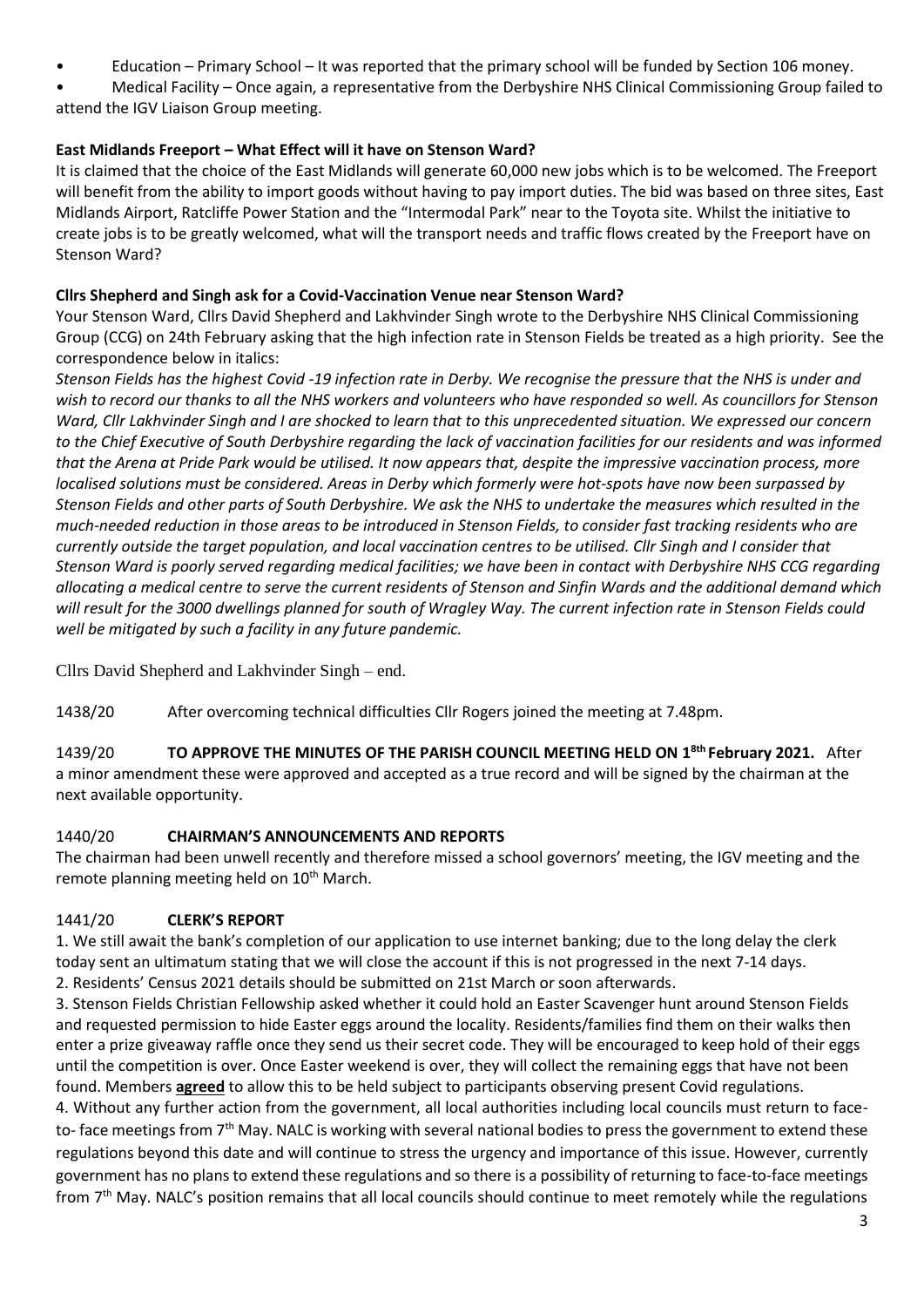- Education – Primary School – It was reported that the primary school will be funded by Section 106 money.
- Medical Facility – Once again, a representative from the Derbyshire NHS Clinical Commissioning Group failed to attend the IGV Liaison Group meeting.

**East Midlands Freeport – What Effect will it have on Stenson Ward?**

It is claimed that the choice of the East Midlands will generate 60,000 new jobs which is to be welcomed. The Freeport will benefit from the ability to import goods without having to pay import duties. The bid was based on three sites, East Midlands Airport, Ratcliffe Power Station and the "Intermodal Park" near to the Toyota site. Whilst the initiative to create jobs is to be greatly welcomed, what will the transport needs and traffic flows created by the Freeport have on Stenson Ward?

**Cllrs Shepherd and Singh ask for a Covid-Vaccination Venue near Stenson Ward?**

Your Stenson Ward, Cllrs David Shepherd and Lakhvinder Singh wrote to the Derbyshire NHS Clinical Commissioning Group (CCG) on 24th February asking that the high infection rate in Stenson Fields be treated as a high priority. See the correspondence below in italics:

*Stenson Fields has the highest Covid -19 infection rate in Derby. We recognise the pressure that the NHS is under and wish to record our thanks to all the NHS workers and volunteers who have responded so well. As councillors for Stenson Ward, Cllr Lakhvinder Singh and I are shocked to learn that to this unprecedented situation. We expressed our concern to the Chief Executive of South Derbyshire regarding the lack of vaccination facilities for our residents and was informed that the Arena at Pride Park would be utilised. It now appears that, despite the impressive vaccination process, more localised solutions must be considered. Areas in Derby which formerly were hot-spots have now been surpassed by Stenson Fields and other parts of South Derbyshire. We ask the NHS to undertake the measures which resulted in the much-needed reduction in those areas to be introduced in Stenson Fields, to consider fast tracking residents who are currently outside the target population, and local vaccination centres to be utilised. Cllr Singh and I consider that Stenson Ward is poorly served regarding medical facilities; we have been in contact with Derbyshire NHS CCG regarding allocating a medical centre to serve the current residents of Stenson and Sinfin Wards and the additional demand which will result for the 3000 dwellings planned for south of Wragley Way. The current infection rate in Stenson Fields could well be mitigated by such a facility in any future pandemic.*

Cllrs David Shepherd and Lakhvinder Singh – end.

1438/20 After overcoming technical difficulties Cllr Rogers joined the meeting at 7.48pm.

1439/20 **TO APPROVE THE MINUTES OF THE PARISH COUNCIL MEETING HELD ON 1[8th] February 2021.** After a minor amendment these were approved and accepted as a true record and will be signed by the chairman at the next available opportunity.

1440/20 **CHAIRMAN'S ANNOUNCEMENTS AND REPORTS**

The chairman had been unwell recently and therefore missed a school governors' meeting, the IGV meeting and the remote planning meeting held on 10th March.

1441/20 **CLERK'S REPORT**

1. We still await the bank's completion of our application to use internet banking; due to the long delay the clerk today sent an ultimatum stating that we will close the account if this is not progressed in the next 7-14 days.
2. Residents' Census 2021 details should be submitted on 21st March or soon afterwards.
3. Stenson Fields Christian Fellowship asked whether it could hold an Easter Scavenger hunt around Stenson Fields and requested permission to hide Easter eggs around the locality. Residents/families find them on their walks then enter a prize giveaway raffle once they send us their secret code. They will be encouraged to keep hold of their eggs until the competition is over. Once Easter weekend is over, they will collect the remaining eggs that have not been found. Members **agreed** to allow this to be held subject to participants observing present Covid regulations.
4. Without any further action from the government, all local authorities including local councils must return to face-to- face meetings from 7th May. NALC is working with several national bodies to press the government to extend these regulations beyond this date and will continue to stress the urgency and importance of this issue. However, currently government has no plans to extend these regulations and so there is a possibility of returning to face-to-face meetings from 7th May. NALC's position remains that all local councils should continue to meet remotely while the regulations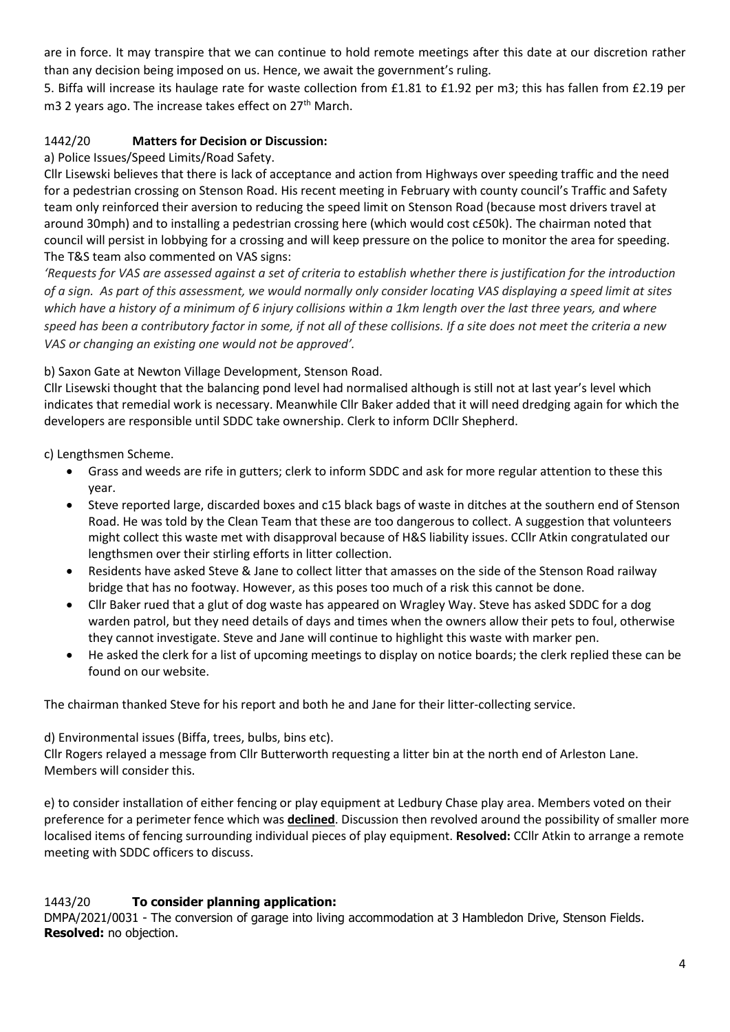are in force. It may transpire that we can continue to hold remote meetings after this date at our discretion rather than any decision being imposed on us. Hence, we await the government's ruling.

5. Biffa will increase its haulage rate for waste collection from £1.81 to £1.92 per m3; this has fallen from £2.19 per m3 2 years ago. The increase takes effect on 27th March.

1442/20 **Matters for Decision or Discussion:**

a) Police Issues/Speed Limits/Road Safety.

Cllr Lisewski believes that there is lack of acceptance and action from Highways over speeding traffic and the need for a pedestrian crossing on Stenson Road. His recent meeting in February with county council's Traffic and Safety team only reinforced their aversion to reducing the speed limit on Stenson Road (because most drivers travel at around 30mph) and to installing a pedestrian crossing here (which would cost c£50k). The chairman noted that council will persist in lobbying for a crossing and will keep pressure on the police to monitor the area for speeding. The T&S team also commented on VAS signs:

*'Requests for VAS are assessed against a set of criteria to establish whether there is justification for the introduction of a sign. As part of this assessment, we would normally only consider locating VAS displaying a speed limit at sites which have a history of a minimum of 6 injury collisions within a 1km length over the last three years, and where speed has been a contributory factor in some, if not all of these collisions. If a site does not meet the criteria a new VAS or changing an existing one would not be approved'.*

b) Saxon Gate at Newton Village Development, Stenson Road.

Cllr Lisewski thought that the balancing pond level had normalised although is still not at last year's level which indicates that remedial work is necessary. Meanwhile Cllr Baker added that it will need dredging again for which the developers are responsible until SDDC take ownership. Clerk to inform DCllr Shepherd.

c) Lengthsmen Scheme.

- Grass and weeds are rife in gutters; clerk to inform SDDC and ask for more regular attention to these this year.
- Steve reported large, discarded boxes and c15 black bags of waste in ditches at the southern end of Stenson Road. He was told by the Clean Team that these are too dangerous to collect. A suggestion that volunteers might collect this waste met with disapproval because of H&S liability issues. CCllr Atkin congratulated our lengthsmen over their stirling efforts in litter collection.
- Residents have asked Steve & Jane to collect litter that amasses on the side of the Stenson Road railway bridge that has no footway. However, as this poses too much of a risk this cannot be done.
- Cllr Baker rued that a glut of dog waste has appeared on Wragley Way. Steve has asked SDDC for a dog warden patrol, but they need details of days and times when the owners allow their pets to foul, otherwise they cannot investigate. Steve and Jane will continue to highlight this waste with marker pen.
- He asked the clerk for a list of upcoming meetings to display on notice boards; the clerk replied these can be found on our website.

The chairman thanked Steve for his report and both he and Jane for their litter-collecting service.

d) Environmental issues (Biffa, trees, bulbs, bins etc).

Cllr Rogers relayed a message from Cllr Butterworth requesting a litter bin at the north end of Arleston Lane. Members will consider this.

e) to consider installation of either fencing or play equipment at Ledbury Chase play area. Members voted on their preference for a perimeter fence which was **declined**. Discussion then revolved around the possibility of smaller more localised items of fencing surrounding individual pieces of play equipment. **Resolved:** CCllr Atkin to arrange a remote meeting with SDDC officers to discuss.

1443/20 **To consider planning application:**

DMPA/2021/0031 - The conversion of garage into living accommodation at 3 Hambledon Drive, Stenson Fields. **Resolved:** no objection.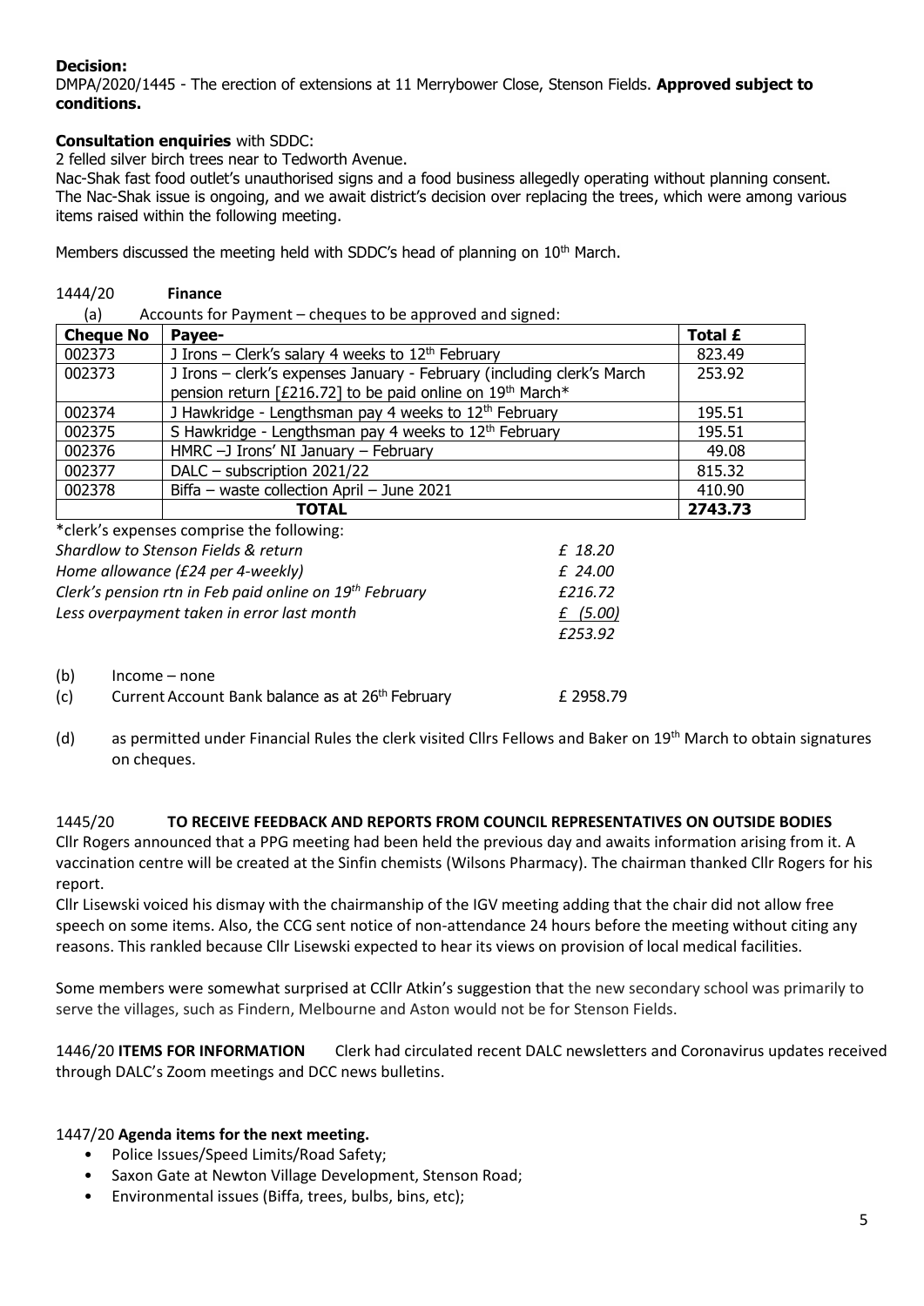**Decision:**
DMPA/2020/1445 - The erection of extensions at 11 Merrybower Close, Stenson Fields. **Approved subject to conditions.**

**Consultation enquiries** with SDDC:
2 felled silver birch trees near to Tedworth Avenue.
Nac-Shak fast food outlet's unauthorised signs and a food business allegedly operating without planning consent. The Nac-Shak issue is ongoing, and we await district's decision over replacing the trees, which were among various items raised within the following meeting.

Members discussed the meeting held with SDDC's head of planning on 10th March.

1444/20 **Finance**

(a) Accounts for Payment – cheques to be approved and signed:

| Cheque No | Payee- | Total £ |
|---|---|---|
| 002373 | J Irons – Clerk's salary 4 weeks to 12th February | 823.49 |
| 002373 | J Irons – clerk's expenses January - February (including clerk's March pension return [£216.72] to be paid online on 19th March* | 253.92 |
| 002374 | J Hawkridge - Lengthsman pay 4 weeks to 12th February | 195.51 |
| 002375 | S Hawkridge - Lengthsman pay 4 weeks to 12th February | 195.51 |
| 002376 | HMRC –J Irons' NI January – February | 49.08 |
| 002377 | DALC – subscription 2021/22 | 815.32 |
| 002378 | Biffa – waste collection April – June 2021 | 410.90 |
| | **TOTAL** | **2743.73** |

*clerk's expenses comprise the following:

| | |
|---|---|
| *Shardlow to Stenson Fields & return* | *£ 18.20* |
| *Home allowance (£24 per 4-weekly)* | *£ 24.00* |
| *Clerk's pension rtn in Feb paid online on 19th February* | *£216.72* |
| *Less overpayment taken in error last month* | *£ (5.00)* |
| | *£253.92* |

(b) Income – none

(c) Current Account Bank balance as at 26th February £ 2958.79

(d) as permitted under Financial Rules the clerk visited Cllrs Fellows and Baker on 19th March to obtain signatures on cheques.

1445/20 **TO RECEIVE FEEDBACK AND REPORTS FROM COUNCIL REPRESENTATIVES ON OUTSIDE BODIES**
Cllr Rogers announced that a PPG meeting had been held the previous day and awaits information arising from it. A vaccination centre will be created at the Sinfin chemists (Wilsons Pharmacy). The chairman thanked Cllr Rogers for his report.
Cllr Lisewski voiced his dismay with the chairmanship of the IGV meeting adding that the chair did not allow free speech on some items. Also, the CCG sent notice of non-attendance 24 hours before the meeting without citing any reasons. This rankled because Cllr Lisewski expected to hear its views on provision of local medical facilities.

Some members were somewhat surprised at CCllr Atkin's suggestion that the new secondary school was primarily to serve the villages, such as Findern, Melbourne and Aston would not be for Stenson Fields.

1446/20 **ITEMS FOR INFORMATION** Clerk had circulated recent DALC newsletters and Coronavirus updates received through DALC's Zoom meetings and DCC news bulletins.

1447/20 **Agenda items for the next meeting.**

- Police Issues/Speed Limits/Road Safety;
- Saxon Gate at Newton Village Development, Stenson Road;
- Environmental issues (Biffa, trees, bulbs, bins, etc);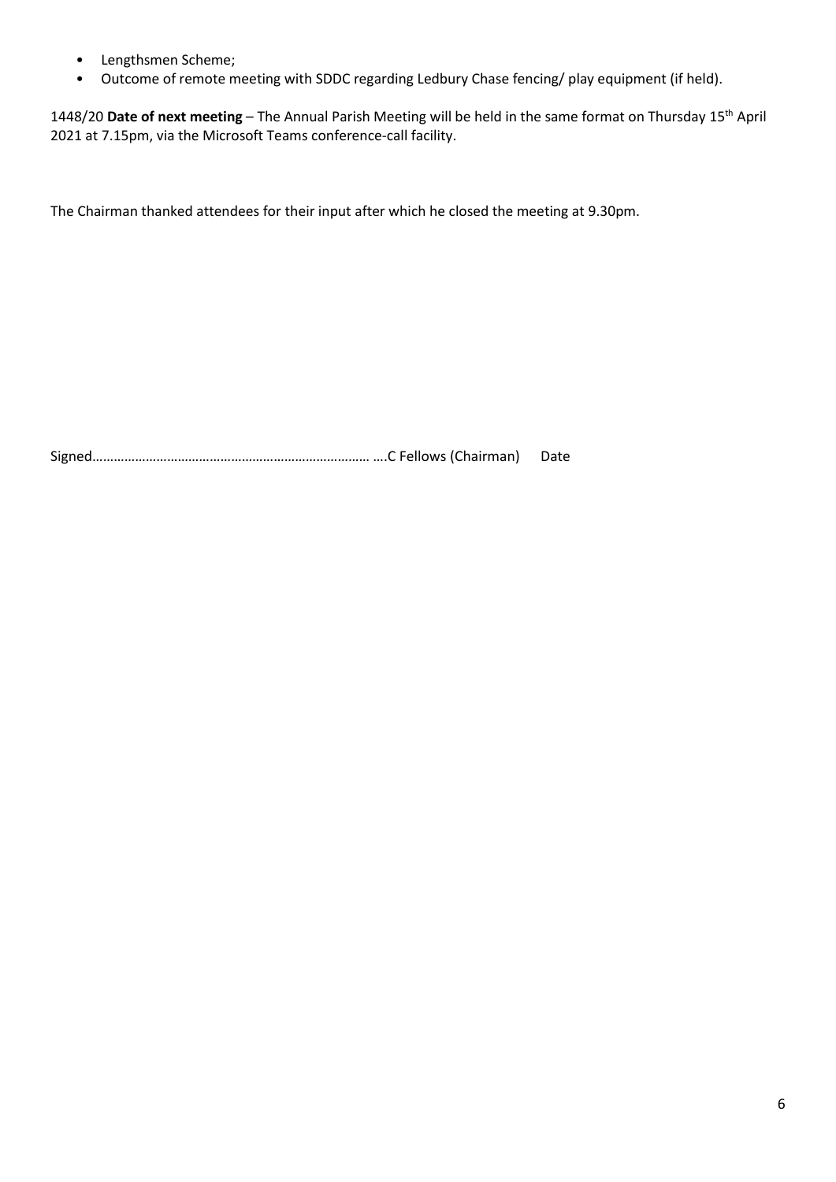- Lengthsmen Scheme;
- Outcome of remote meeting with SDDC regarding Ledbury Chase fencing/ play equipment (if held).

1448/20 **Date of next meeting** – The Annual Parish Meeting will be held in the same format on Thursday 15th April 2021 at 7.15pm, via the Microsoft Teams conference-call facility.

The Chairman thanked attendees for their input after which he closed the meeting at 9.30pm.

Signed…………………………………………………………………… ….C Fellows (Chairman)     Date